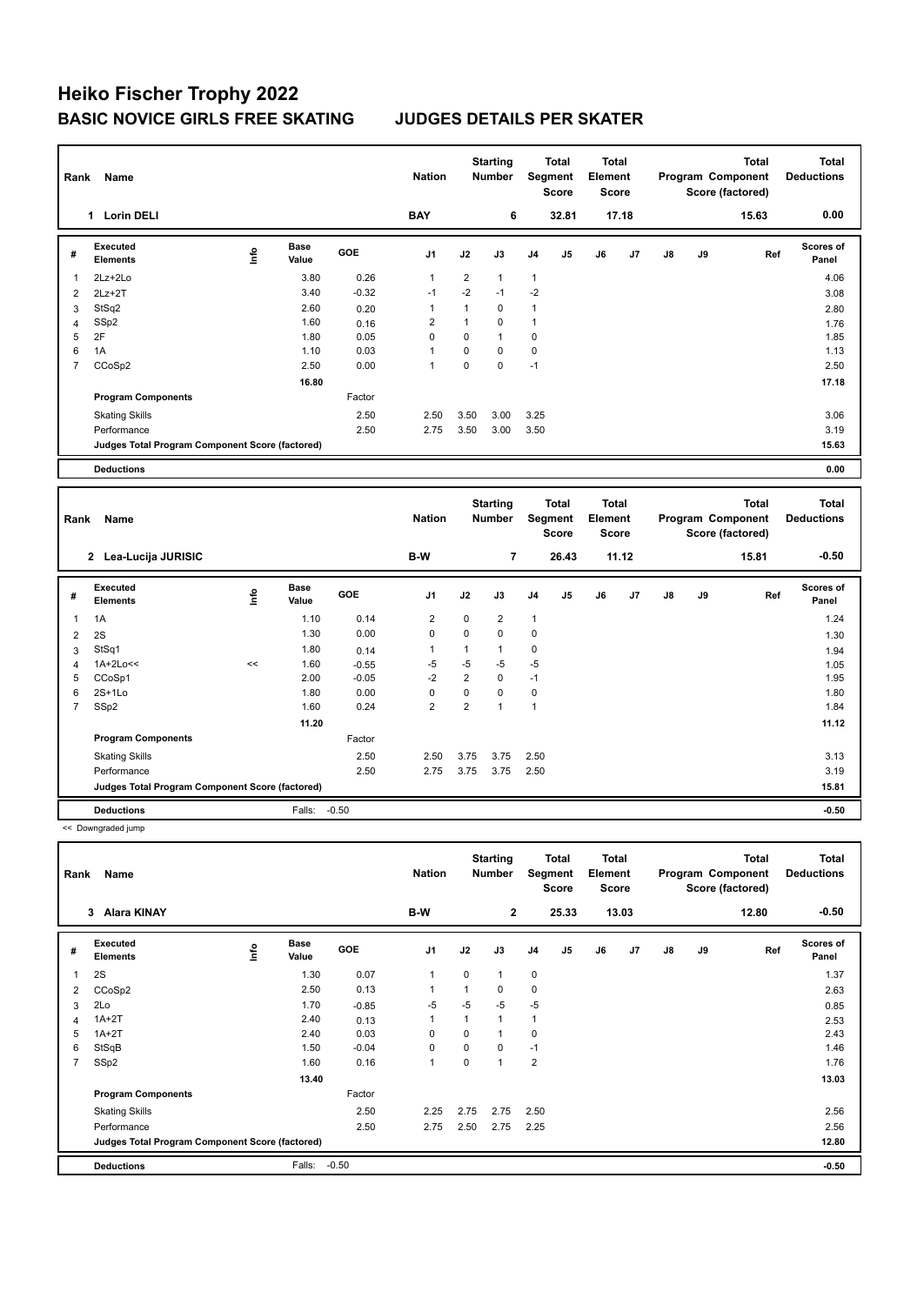# Heiko Fischer Trophy 2022

## BASIC NOVICE GIRLS FREE SKATING — JUDGES DETAILS PER SKATER

| Rank | Name | Nation | Starting Number | Total Segment Score | Total Element Score | Total Program Component Score (factored) | Total Deductions |
|---|---|---|---|---|---|---|---|
| 1 | Lorin DELI | BAY | 6 | 32.81 | 17.18 | 15.63 | 0.00 |

| # | Executed Elements | Info | Base Value | GOE | J1 | J2 | J3 | J4 | J5 | J6 | J7 | J8 | J9 | Ref | Scores of Panel |
|---|---|---|---|---|---|---|---|---|---|---|---|---|---|---|---|
| 1 | 2Lz+2Lo | | 3.80 | 0.26 | 1 | 2 | 1 | 1 | | | | | | | 4.06 |
| 2 | 2Lz+2T | | 3.40 | -0.32 | -1 | -2 | -1 | -2 | | | | | | | 3.08 |
| 3 | StSq2 | | 2.60 | 0.20 | 1 | 1 | 0 | 1 | | | | | | | 2.80 |
| 4 | SSp2 | | 1.60 | 0.16 | 2 | 1 | 0 | 1 | | | | | | | 1.76 |
| 5 | 2F | | 1.80 | 0.05 | 0 | 0 | 1 | 0 | | | | | | | 1.85 |
| 6 | 1A | | 1.10 | 0.03 | 1 | 0 | 0 | 0 | | | | | | | 1.13 |
| 7 | CCoSp2 | | 2.50 | 0.00 | 1 | 0 | 0 | -1 | | | | | | | 2.50 |
| | | | 16.80 | | | | | | | | | | | | 17.18 |
| | **Program Components** | | | Factor | | | | | | | | | | | |
| | Skating Skills | | | 2.50 | 2.50 | 3.50 | 3.00 | 3.25 | | | | | | | 3.06 |
| | Performance | | | 2.50 | 2.75 | 3.50 | 3.00 | 3.50 | | | | | | | 3.19 |
| | **Judges Total Program Component Score (factored)** | | | | | | | | | | | | | | 15.63 |
| | **Deductions** | | | | | | | | | | | | | | 0.00 |

| Rank | Name | Nation | Starting Number | Total Segment Score | Total Element Score | Total Program Component Score (factored) | Total Deductions |
|---|---|---|---|---|---|---|---|
| 2 | Lea-Lucija JURISIC | B-W | 7 | 26.43 | 11.12 | 15.81 | -0.50 |

| # | Executed Elements | Info | Base Value | GOE | J1 | J2 | J3 | J4 | J5 | J6 | J7 | J8 | J9 | Ref | Scores of Panel |
|---|---|---|---|---|---|---|---|---|---|---|---|---|---|---|---|
| 1 | 1A | | 1.10 | 0.14 | 2 | 0 | 2 | 1 | | | | | | | 1.24 |
| 2 | 2S | | 1.30 | 0.00 | 0 | 0 | 0 | 0 | | | | | | | 1.30 |
| 3 | StSq1 | | 1.80 | 0.14 | 1 | 1 | 1 | 0 | | | | | | | 1.94 |
| 4 | 1A+2Lo<< | << | 1.60 | -0.55 | -5 | -5 | -5 | -5 | | | | | | | 1.05 |
| 5 | CCoSp1 | | 2.00 | -0.05 | -2 | 2 | 0 | -1 | | | | | | | 1.95 |
| 6 | 2S+1Lo | | 1.80 | 0.00 | 0 | 0 | 0 | 0 | | | | | | | 1.80 |
| 7 | SSp2 | | 1.60 | 0.24 | 2 | 2 | 1 | 1 | | | | | | | 1.84 |
| | | | 11.20 | | | | | | | | | | | | 11.12 |
| | **Program Components** | | | Factor | | | | | | | | | | | |
| | Skating Skills | | | 2.50 | 2.50 | 3.75 | 3.75 | 2.50 | | | | | | | 3.13 |
| | Performance | | | 2.50 | 2.75 | 3.75 | 3.75 | 2.50 | | | | | | | 3.19 |
| | **Judges Total Program Component Score (factored)** | | | | | | | | | | | | | | 15.81 |
| | **Deductions** | | Falls: | -0.50 | | | | | | | | | | | -0.50 |

<< Downgraded jump

| Rank | Name | Nation | Starting Number | Total Segment Score | Total Element Score | Total Program Component Score (factored) | Total Deductions |
|---|---|---|---|---|---|---|---|
| 3 | Alara KINAY | B-W | 2 | 25.33 | 13.03 | 12.80 | -0.50 |

| # | Executed Elements | Info | Base Value | GOE | J1 | J2 | J3 | J4 | J5 | J6 | J7 | J8 | J9 | Ref | Scores of Panel |
|---|---|---|---|---|---|---|---|---|---|---|---|---|---|---|---|
| 1 | 2S | | 1.30 | 0.07 | 1 | 0 | 1 | 0 | | | | | | | 1.37 |
| 2 | CCoSp2 | | 2.50 | 0.13 | 1 | 1 | 0 | 0 | | | | | | | 2.63 |
| 3 | 2Lo | | 1.70 | -0.85 | -5 | -5 | -5 | -5 | | | | | | | 0.85 |
| 4 | 1A+2T | | 2.40 | 0.13 | 1 | 1 | 1 | 1 | | | | | | | 2.53 |
| 5 | 1A+2T | | 2.40 | 0.03 | 0 | 0 | 1 | 0 | | | | | | | 2.43 |
| 6 | StSqB | | 1.50 | -0.04 | 0 | 0 | 0 | -1 | | | | | | | 1.46 |
| 7 | SSp2 | | 1.60 | 0.16 | 1 | 0 | 1 | 2 | | | | | | | 1.76 |
| | | | 13.40 | | | | | | | | | | | | 13.03 |
| | **Program Components** | | | Factor | | | | | | | | | | | |
| | Skating Skills | | | 2.50 | 2.25 | 2.75 | 2.75 | 2.50 | | | | | | | 2.56 |
| | Performance | | | 2.50 | 2.75 | 2.50 | 2.75 | 2.25 | | | | | | | 2.56 |
| | **Judges Total Program Component Score (factored)** | | | | | | | | | | | | | | 12.80 |
| | **Deductions** | | Falls: | -0.50 | | | | | | | | | | | -0.50 |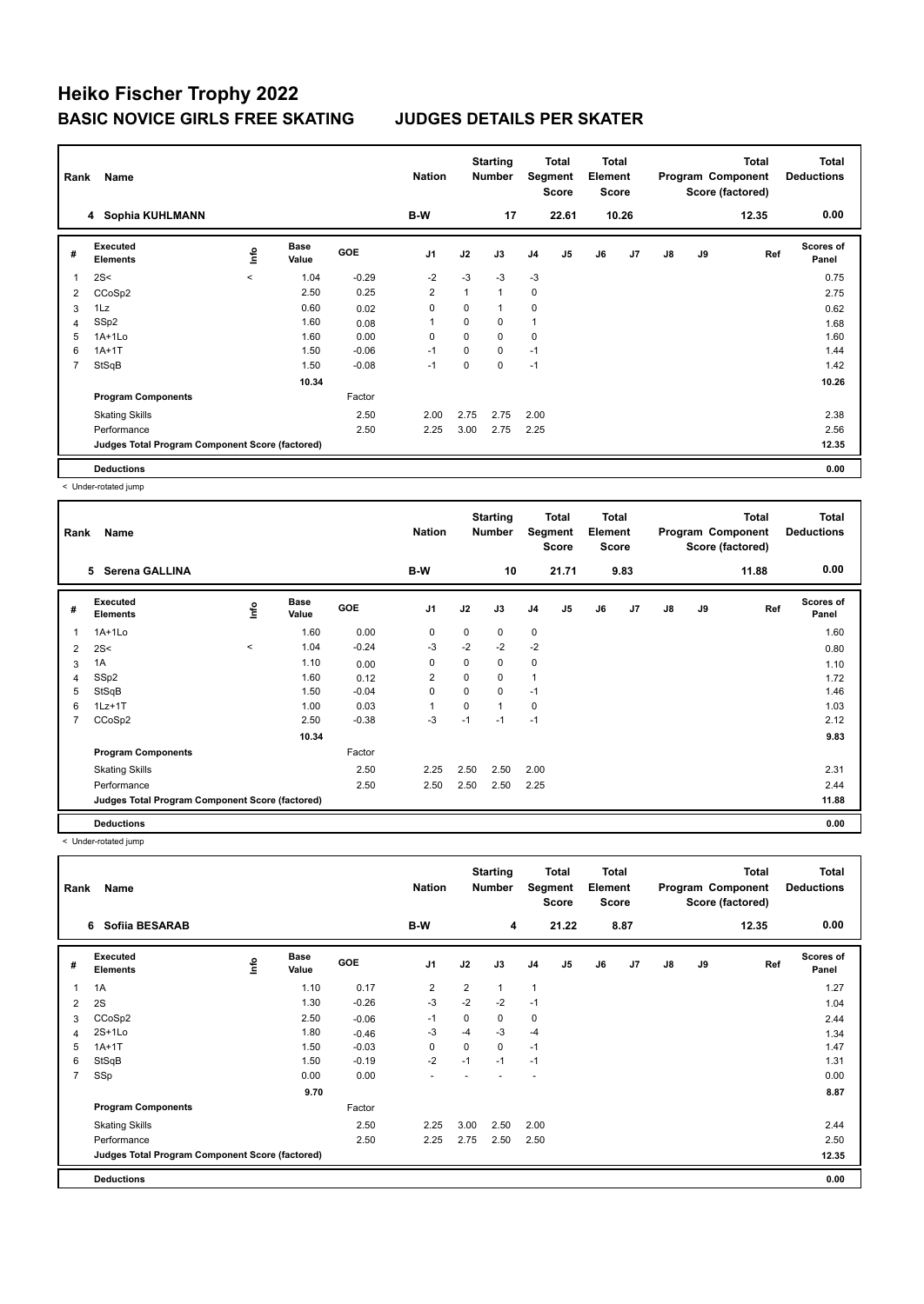# Heiko Fischer Trophy 2022

## BASIC NOVICE GIRLS FREE SKATING    JUDGES DETAILS PER SKATER

| Rank | Name | Nation | Starting Number | Total Segment Score | Total Element Score | Total Program Component Score (factored) | Total Deductions |
|---|---|---|---|---|---|---|---|
| 4 | Sophia KUHLMANN | B-W | 17 | 22.61 | 10.26 | 12.35 | 0.00 |

| # | Executed Elements | Info | Base Value | GOE | J1 | J2 | J3 | J4 | J5 | J6 | J7 | J8 | J9 | Ref | Scores of Panel |
|---|---|---|---|---|---|---|---|---|---|---|---|---|---|---|---|
| 1 | 2S< | < | 1.04 | -0.29 | -2 | -3 | -3 | -3 | | | | | | | 0.75 |
| 2 | CCoSp2 | | 2.50 | 0.25 | 2 | 1 | 1 | 0 | | | | | | | 2.75 |
| 3 | 1Lz | | 0.60 | 0.02 | 0 | 0 | 1 | 0 | | | | | | | 0.62 |
| 4 | SSp2 | | 1.60 | 0.08 | 1 | 0 | 0 | 1 | | | | | | | 1.68 |
| 5 | 1A+1Lo | | 1.60 | 0.00 | 0 | 0 | 0 | 0 | | | | | | | 1.60 |
| 6 | 1A+1T | | 1.50 | -0.06 | -1 | 0 | 0 | -1 | | | | | | | 1.44 |
| 7 | StSqB | | 1.50 | -0.08 | -1 | 0 | 0 | -1 | | | | | | | 1.42 |
| | | | 10.34 | | | | | | | | | | | | 10.26 |
| | **Program Components** | | | Factor | | | | | | | | | | | |
| | Skating Skills | | | 2.50 | 2.00 | 2.75 | 2.75 | 2.00 | | | | | | | 2.38 |
| | Performance | | | 2.50 | 2.25 | 3.00 | 2.75 | 2.25 | | | | | | | 2.56 |
| | **Judges Total Program Component Score (factored)** | | | | | | | | | | | | | | 12.35 |
| | **Deductions** | | | | | | | | | | | | | | 0.00 |

< Under-rotated jump

| Rank | Name | Nation | Starting Number | Total Segment Score | Total Element Score | Total Program Component Score (factored) | Total Deductions |
|---|---|---|---|---|---|---|---|
| 5 | Serena GALLINA | B-W | 10 | 21.71 | 9.83 | 11.88 | 0.00 |

| # | Executed Elements | Info | Base Value | GOE | J1 | J2 | J3 | J4 | J5 | J6 | J7 | J8 | J9 | Ref | Scores of Panel |
|---|---|---|---|---|---|---|---|---|---|---|---|---|---|---|---|
| 1 | 1A+1Lo | | 1.60 | 0.00 | 0 | 0 | 0 | 0 | | | | | | | 1.60 |
| 2 | 2S< | < | 1.04 | -0.24 | -3 | -2 | -2 | -2 | | | | | | | 0.80 |
| 3 | 1A | | 1.10 | 0.00 | 0 | 0 | 0 | 0 | | | | | | | 1.10 |
| 4 | SSp2 | | 1.60 | 0.12 | 2 | 0 | 0 | 1 | | | | | | | 1.72 |
| 5 | StSqB | | 1.50 | -0.04 | 0 | 0 | 0 | -1 | | | | | | | 1.46 |
| 6 | 1Lz+1T | | 1.00 | 0.03 | 1 | 0 | 1 | 0 | | | | | | | 1.03 |
| 7 | CCoSp2 | | 2.50 | -0.38 | -3 | -1 | -1 | -1 | | | | | | | 2.12 |
| | | | 10.34 | | | | | | | | | | | | 9.83 |
| | **Program Components** | | | Factor | | | | | | | | | | | |
| | Skating Skills | | | 2.50 | 2.25 | 2.50 | 2.50 | 2.00 | | | | | | | 2.31 |
| | Performance | | | 2.50 | 2.50 | 2.50 | 2.50 | 2.25 | | | | | | | 2.44 |
| | **Judges Total Program Component Score (factored)** | | | | | | | | | | | | | | 11.88 |
| | **Deductions** | | | | | | | | | | | | | | 0.00 |

< Under-rotated jump

| Rank | Name | Nation | Starting Number | Total Segment Score | Total Element Score | Total Program Component Score (factored) | Total Deductions |
|---|---|---|---|---|---|---|---|
| 6 | Sofiia BESARAB | B-W | 4 | 21.22 | 8.87 | 12.35 | 0.00 |

| # | Executed Elements | Info | Base Value | GOE | J1 | J2 | J3 | J4 | J5 | J6 | J7 | J8 | J9 | Ref | Scores of Panel |
|---|---|---|---|---|---|---|---|---|---|---|---|---|---|---|---|
| 1 | 1A | | 1.10 | 0.17 | 2 | 2 | 1 | 1 | | | | | | | 1.27 |
| 2 | 2S | | 1.30 | -0.26 | -3 | -2 | -2 | -1 | | | | | | | 1.04 |
| 3 | CCoSp2 | | 2.50 | -0.06 | -1 | 0 | 0 | 0 | | | | | | | 2.44 |
| 4 | 2S+1Lo | | 1.80 | -0.46 | -3 | -4 | -3 | -4 | | | | | | | 1.34 |
| 5 | 1A+1T | | 1.50 | -0.03 | 0 | 0 | 0 | -1 | | | | | | | 1.47 |
| 6 | StSqB | | 1.50 | -0.19 | -2 | -1 | -1 | -1 | | | | | | | 1.31 |
| 7 | SSp | | 0.00 | 0.00 | - | - | - | - | | | | | | | 0.00 |
| | | | 9.70 | | | | | | | | | | | | 8.87 |
| | **Program Components** | | | Factor | | | | | | | | | | | |
| | Skating Skills | | | 2.50 | 2.25 | 3.00 | 2.50 | 2.00 | | | | | | | 2.44 |
| | Performance | | | 2.50 | 2.25 | 2.75 | 2.50 | 2.50 | | | | | | | 2.50 |
| | **Judges Total Program Component Score (factored)** | | | | | | | | | | | | | | 12.35 |
| | **Deductions** | | | | | | | | | | | | | | 0.00 |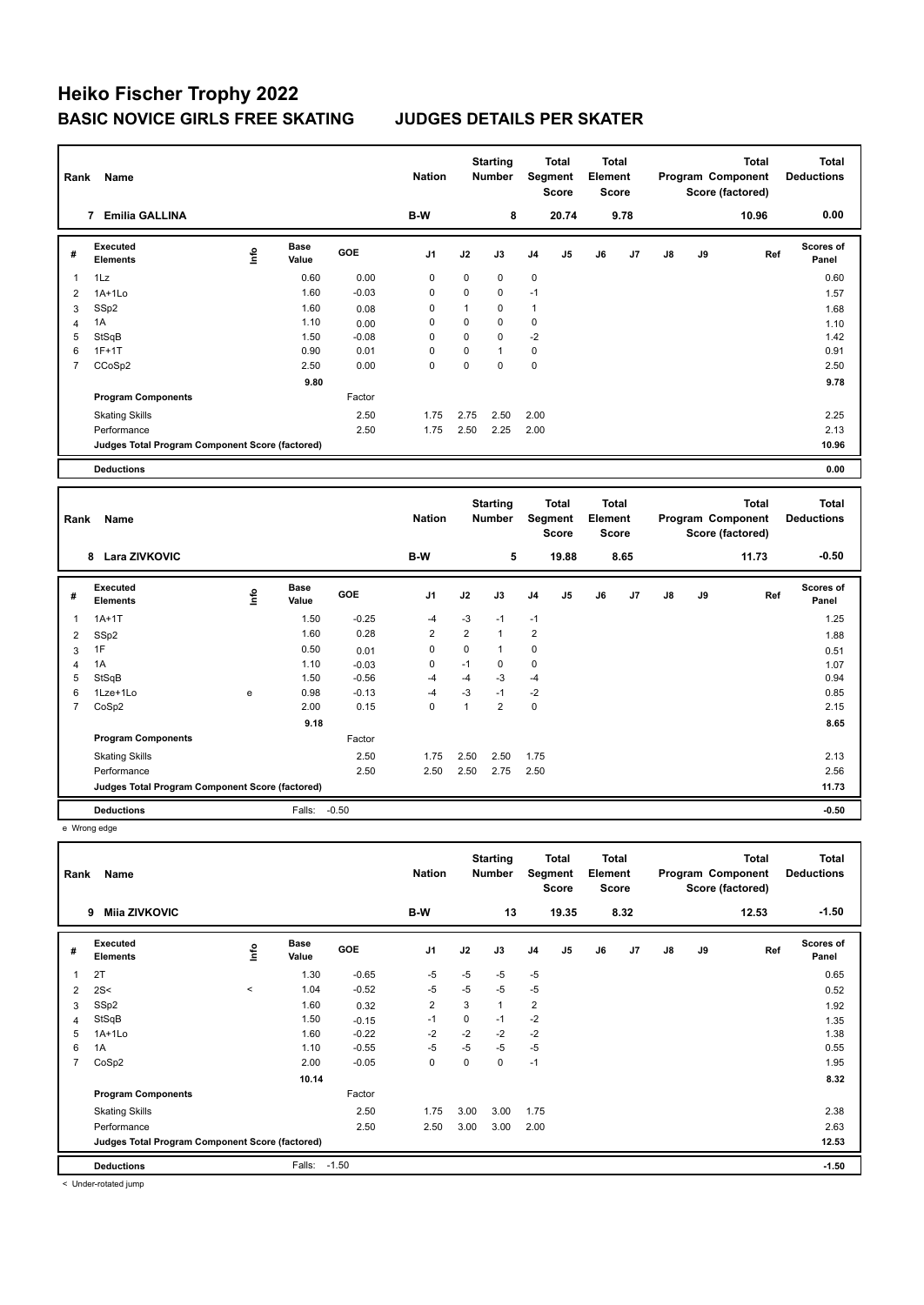# Heiko Fischer Trophy 2022

## BASIC NOVICE GIRLS FREE SKATING JUDGES DETAILS PER SKATER

| Rank | Name | Nation | Starting Number | Total Segment Score | Total Element Score | Total Program Component Score (factored) | Total Deductions |
|---|---|---|---|---|---|---|---|
| 7 | Emilia GALLINA | B-W | 8 | 20.74 | 9.78 | 10.96 | 0.00 |

| # | Executed Elements | Info | Base Value | GOE | J1 | J2 | J3 | J4 | J5 | J6 | J7 | J8 | J9 | Ref | Scores of Panel |
|---|---|---|---|---|---|---|---|---|---|---|---|---|---|---|---|
| 1 | 1Lz | | 0.60 | 0.00 | 0 | 0 | 0 | 0 | | | | | | | 0.60 |
| 2 | 1A+1Lo | | 1.60 | -0.03 | 0 | 0 | 0 | -1 | | | | | | | 1.57 |
| 3 | SSp2 | | 1.60 | 0.08 | 0 | 1 | 0 | 1 | | | | | | | 1.68 |
| 4 | 1A | | 1.10 | 0.00 | 0 | 0 | 0 | 0 | | | | | | | 1.10 |
| 5 | StSqB | | 1.50 | -0.08 | 0 | 0 | 0 | -2 | | | | | | | 1.42 |
| 6 | 1F+1T | | 0.90 | 0.01 | 0 | 0 | 1 | 0 | | | | | | | 0.91 |
| 7 | CCoSp2 | | 2.50 | 0.00 | 0 | 0 | 0 | 0 | | | | | | | 2.50 |
| | | | 9.80 | | | | | | | | | | | | 9.78 |
| | **Program Components** | | | Factor | | | | | | | | | | | |
| | Skating Skills | | | 2.50 | 1.75 | 2.75 | 2.50 | 2.00 | | | | | | | 2.25 |
| | Performance | | | 2.50 | 1.75 | 2.50 | 2.25 | 2.00 | | | | | | | 2.13 |
| | **Judges Total Program Component Score (factored)** | | | | | | | | | | | | | | 10.96 |
| | **Deductions** | | | | | | | | | | | | | | 0.00 |

| Rank | Name | Nation | Starting Number | Total Segment Score | Total Element Score | Total Program Component Score (factored) | Total Deductions |
|---|---|---|---|---|---|---|---|
| 8 | Lara ZIVKOVIC | B-W | 5 | 19.88 | 8.65 | 11.73 | -0.50 |

| # | Executed Elements | Info | Base Value | GOE | J1 | J2 | J3 | J4 | J5 | J6 | J7 | J8 | J9 | Ref | Scores of Panel |
|---|---|---|---|---|---|---|---|---|---|---|---|---|---|---|---|
| 1 | 1A+1T | | 1.50 | -0.25 | -4 | -3 | -1 | -1 | | | | | | | 1.25 |
| 2 | SSp2 | | 1.60 | 0.28 | 2 | 2 | 1 | 2 | | | | | | | 1.88 |
| 3 | 1F | | 0.50 | 0.01 | 0 | 0 | 1 | 0 | | | | | | | 0.51 |
| 4 | 1A | | 1.10 | -0.03 | 0 | -1 | 0 | 0 | | | | | | | 1.07 |
| 5 | StSqB | | 1.50 | -0.56 | -4 | -4 | -3 | -4 | | | | | | | 0.94 |
| 6 | 1Lze+1Lo | e | 0.98 | -0.13 | -4 | -3 | -1 | -2 | | | | | | | 0.85 |
| 7 | CoSp2 | | 2.00 | 0.15 | 0 | 1 | 2 | 0 | | | | | | | 2.15 |
| | | | 9.18 | | | | | | | | | | | | 8.65 |
| | **Program Components** | | | Factor | | | | | | | | | | | |
| | Skating Skills | | | 2.50 | 1.75 | 2.50 | 2.50 | 1.75 | | | | | | | 2.13 |
| | Performance | | | 2.50 | 2.50 | 2.50 | 2.75 | 2.50 | | | | | | | 2.56 |
| | **Judges Total Program Component Score (factored)** | | | | | | | | | | | | | | 11.73 |
| | **Deductions** | | Falls: | -0.50 | | | | | | | | | | | -0.50 |

e Wrong edge

| Rank | Name | Nation | Starting Number | Total Segment Score | Total Element Score | Total Program Component Score (factored) | Total Deductions |
|---|---|---|---|---|---|---|---|
| 9 | Miia ZIVKOVIC | B-W | 13 | 19.35 | 8.32 | 12.53 | -1.50 |

| # | Executed Elements | Info | Base Value | GOE | J1 | J2 | J3 | J4 | J5 | J6 | J7 | J8 | J9 | Ref | Scores of Panel |
|---|---|---|---|---|---|---|---|---|---|---|---|---|---|---|---|
| 1 | 2T | | 1.30 | -0.65 | -5 | -5 | -5 | -5 | | | | | | | 0.65 |
| 2 | 2S< | < | 1.04 | -0.52 | -5 | -5 | -5 | -5 | | | | | | | 0.52 |
| 3 | SSp2 | | 1.60 | 0.32 | 2 | 3 | 1 | 2 | | | | | | | 1.92 |
| 4 | StSqB | | 1.50 | -0.15 | -1 | 0 | -1 | -2 | | | | | | | 1.35 |
| 5 | 1A+1Lo | | 1.60 | -0.22 | -2 | -2 | -2 | -2 | | | | | | | 1.38 |
| 6 | 1A | | 1.10 | -0.55 | -5 | -5 | -5 | -5 | | | | | | | 0.55 |
| 7 | CoSp2 | | 2.00 | -0.05 | 0 | 0 | 0 | -1 | | | | | | | 1.95 |
| | | | 10.14 | | | | | | | | | | | | 8.32 |
| | **Program Components** | | | Factor | | | | | | | | | | | |
| | Skating Skills | | | 2.50 | 1.75 | 3.00 | 3.00 | 1.75 | | | | | | | 2.38 |
| | Performance | | | 2.50 | 2.50 | 3.00 | 3.00 | 2.00 | | | | | | | 2.63 |
| | **Judges Total Program Component Score (factored)** | | | | | | | | | | | | | | 12.53 |
| | **Deductions** | | Falls: | -1.50 | | | | | | | | | | | -1.50 |

< Under-rotated jump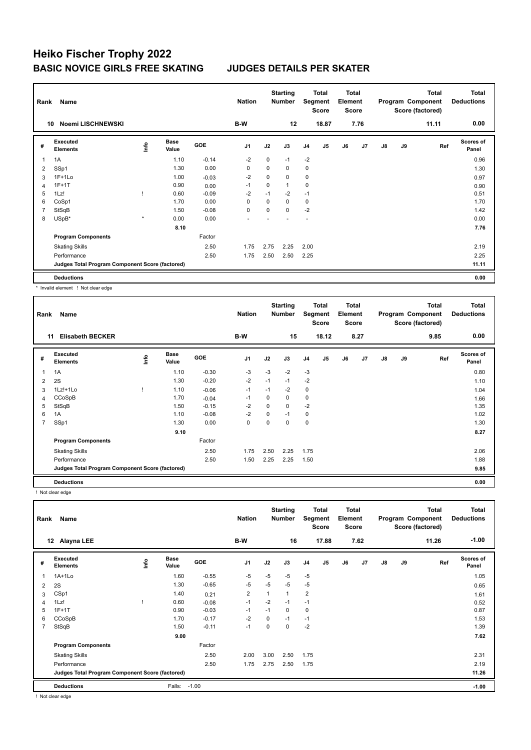# Heiko Fischer Trophy 2022

## BASIC NOVICE GIRLS FREE SKATING JUDGES DETAILS PER SKATER

| Rank | Name | Nation | Starting Number | Total Segment Score | Total Element Score | Total Program Component Score (factored) | Total Deductions |
|---|---|---|---|---|---|---|---|
| 10 | Noemi LISCHNEWSKI | B-W | 12 | 18.87 | 7.76 | 11.11 | 0.00 |

| # | Executed Elements | Info | Base Value | GOE | J1 | J2 | J3 | J4 | J5 | J6 | J7 | J8 | J9 | Ref | Scores of Panel |
|---|---|---|---|---|---|---|---|---|---|---|---|---|---|---|---|
| 1 | 1A | | 1.10 | -0.14 | -2 | 0 | -1 | -2 | | | | | | | 0.96 |
| 2 | SSp1 | | 1.30 | 0.00 | 0 | 0 | 0 | 0 | | | | | | | 1.30 |
| 3 | 1F+1Lo | | 1.00 | -0.03 | -2 | 0 | 0 | 0 | | | | | | | 0.97 |
| 4 | 1F+1T | | 0.90 | 0.00 | -1 | 0 | 1 | 0 | | | | | | | 0.90 |
| 5 | 1Lz! | ! | 0.60 | -0.09 | -2 | -1 | -2 | -1 | | | | | | | 0.51 |
| 6 | CoSp1 | | 1.70 | 0.00 | 0 | 0 | 0 | 0 | | | | | | | 1.70 |
| 7 | StSqB | | 1.50 | -0.08 | 0 | 0 | 0 | -2 | | | | | | | 1.42 |
| 8 | USpB* | * | 0.00 | 0.00 | - | - | - | - | | | | | | | 0.00 |
| | | | 8.10 | | | | | | | | | | | | 7.76 |
| | **Program Components** | | | Factor | | | | | | | | | | | |
| | Skating Skills | | | 2.50 | 1.75 | 2.75 | 2.25 | 2.00 | | | | | | | 2.19 |
| | Performance | | | 2.50 | 1.75 | 2.50 | 2.50 | 2.25 | | | | | | | 2.25 |
| | **Judges Total Program Component Score (factored)** | | | | | | | | | | | | | | 11.11 |
| | **Deductions** | | | | | | | | | | | | | | 0.00 |

\* Invalid element ! Not clear edge

| Rank | Name | Nation | Starting Number | Total Segment Score | Total Element Score | Total Program Component Score (factored) | Total Deductions |
|---|---|---|---|---|---|---|---|
| 11 | Elisabeth BECKER | B-W | 15 | 18.12 | 8.27 | 9.85 | 0.00 |

| # | Executed Elements | Info | Base Value | GOE | J1 | J2 | J3 | J4 | J5 | J6 | J7 | J8 | J9 | Ref | Scores of Panel |
|---|---|---|---|---|---|---|---|---|---|---|---|---|---|---|---|
| 1 | 1A | | 1.10 | -0.30 | -3 | -3 | -2 | -3 | | | | | | | 0.80 |
| 2 | 2S | | 1.30 | -0.20 | -2 | -1 | -1 | -2 | | | | | | | 1.10 |
| 3 | 1Lz!+1Lo | ! | 1.10 | -0.06 | -1 | -1 | -2 | 0 | | | | | | | 1.04 |
| 4 | CCoSpB | | 1.70 | -0.04 | -1 | 0 | 0 | 0 | | | | | | | 1.66 |
| 5 | StSqB | | 1.50 | -0.15 | -2 | 0 | 0 | -2 | | | | | | | 1.35 |
| 6 | 1A | | 1.10 | -0.08 | -2 | 0 | -1 | 0 | | | | | | | 1.02 |
| 7 | SSp1 | | 1.30 | 0.00 | 0 | 0 | 0 | 0 | | | | | | | 1.30 |
| | | | 9.10 | | | | | | | | | | | | 8.27 |
| | **Program Components** | | | Factor | | | | | | | | | | | |
| | Skating Skills | | | 2.50 | 1.75 | 2.50 | 2.25 | 1.75 | | | | | | | 2.06 |
| | Performance | | | 2.50 | 1.50 | 2.25 | 2.25 | 1.50 | | | | | | | 1.88 |
| | **Judges Total Program Component Score (factored)** | | | | | | | | | | | | | | 9.85 |
| | **Deductions** | | | | | | | | | | | | | | 0.00 |

! Not clear edge

| Rank | Name | Nation | Starting Number | Total Segment Score | Total Element Score | Total Program Component Score (factored) | Total Deductions |
|---|---|---|---|---|---|---|---|
| 12 | Alayna LEE | B-W | 16 | 17.88 | 7.62 | 11.26 | -1.00 |

| # | Executed Elements | Info | Base Value | GOE | J1 | J2 | J3 | J4 | J5 | J6 | J7 | J8 | J9 | Ref | Scores of Panel |
|---|---|---|---|---|---|---|---|---|---|---|---|---|---|---|---|
| 1 | 1A+1Lo | | 1.60 | -0.55 | -5 | -5 | -5 | -5 | | | | | | | 1.05 |
| 2 | 2S | | 1.30 | -0.65 | -5 | -5 | -5 | -5 | | | | | | | 0.65 |
| 3 | CSp1 | | 1.40 | 0.21 | 2 | 1 | 1 | 2 | | | | | | | 1.61 |
| 4 | 1Lz! | ! | 0.60 | -0.08 | -1 | -2 | -1 | -1 | | | | | | | 0.52 |
| 5 | 1F+1T | | 0.90 | -0.03 | -1 | -1 | 0 | 0 | | | | | | | 0.87 |
| 6 | CCoSpB | | 1.70 | -0.17 | -2 | 0 | -1 | -1 | | | | | | | 1.53 |
| 7 | StSqB | | 1.50 | -0.11 | -1 | 0 | 0 | -2 | | | | | | | 1.39 |
| | | | 9.00 | | | | | | | | | | | | 7.62 |
| | **Program Components** | | | Factor | | | | | | | | | | | |
| | Skating Skills | | | 2.50 | 2.00 | 3.00 | 2.50 | 1.75 | | | | | | | 2.31 |
| | Performance | | | 2.50 | 1.75 | 2.75 | 2.50 | 1.75 | | | | | | | 2.19 |
| | **Judges Total Program Component Score (factored)** | | | | | | | | | | | | | | 11.26 |
| | **Deductions** | | Falls: -1.00 | | | | | | | | | | | | -1.00 |

! Not clear edge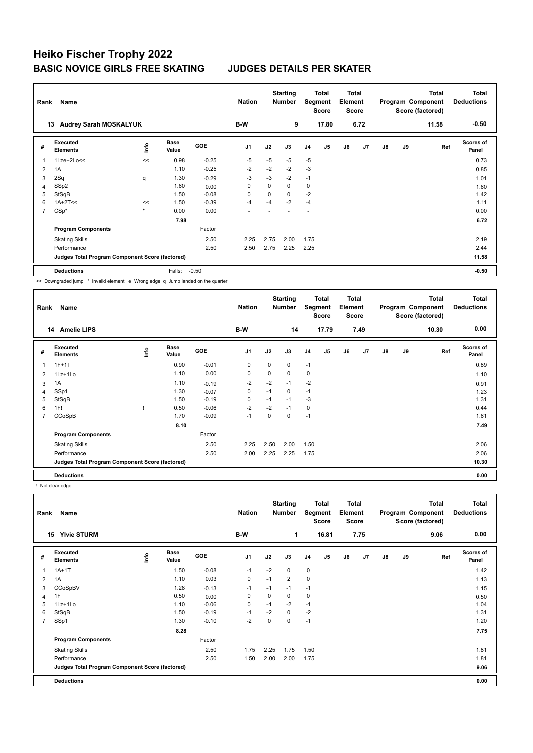# Heiko Fischer Trophy 2022

## BASIC NOVICE GIRLS FREE SKATING JUDGES DETAILS PER SKATER

| Rank | Name | Nation | Starting Number | Total Segment Score | Total Element Score | Total Program Component Score (factored) | Total Deductions |
|---|---|---|---|---|---|---|---|
| 13 | Audrey Sarah MOSKALYUK | B-W | 9 | 17.80 | 6.72 | 11.58 | -0.50 |

| # | Executed Elements | Info | Base Value | GOE | J1 | J2 | J3 | J4 | J5 | J6 | J7 | J8 | J9 | Ref | Scores of Panel |
|---|---|---|---|---|---|---|---|---|---|---|---|---|---|---|---|
| 1 | 1Lze+2Lo<< | << | 0.98 | -0.25 | -5 | -5 | -5 | -5 | | | | | | | 0.73 |
| 2 | 1A | | 1.10 | -0.25 | -2 | -2 | -2 | -3 | | | | | | | 0.85 |
| 3 | 2Sq | q | 1.30 | -0.29 | -3 | -3 | -2 | -1 | | | | | | | 1.01 |
| 4 | SSp2 | | 1.60 | 0.00 | 0 | 0 | 0 | 0 | | | | | | | 1.60 |
| 5 | StSqB | | 1.50 | -0.08 | 0 | 0 | 0 | -2 | | | | | | | 1.42 |
| 6 | 1A+2T<< | << | 1.50 | -0.39 | -4 | -4 | -2 | -4 | | | | | | | 1.11 |
| 7 | CSp* | * | 0.00 | 0.00 | - | - | - | - | | | | | | | 0.00 |
| | | | 7.98 | | | | | | | | | | | | 6.72 |
| | Program Components | | | Factor | | | | | | | | | | | |
| | Skating Skills | | | 2.50 | 2.25 | 2.75 | 2.00 | 1.75 | | | | | | | 2.19 |
| | Performance | | | 2.50 | 2.50 | 2.75 | 2.25 | 2.25 | | | | | | | 2.44 |
| | Judges Total Program Component Score (factored) | | | | | | | | | | | | | | 11.58 |
| | Deductions | | Falls: | -0.50 | | | | | | | | | | | -0.50 |

<< Downgraded jump * Invalid element e Wrong edge q Jump landed on the quarter

| Rank | Name | Nation | Starting Number | Total Segment Score | Total Element Score | Total Program Component Score (factored) | Total Deductions |
|---|---|---|---|---|---|---|---|
| 14 | Amelie LIPS | B-W | 14 | 17.79 | 7.49 | 10.30 | 0.00 |

| # | Executed Elements | Info | Base Value | GOE | J1 | J2 | J3 | J4 | J5 | J6 | J7 | J8 | J9 | Ref | Scores of Panel |
|---|---|---|---|---|---|---|---|---|---|---|---|---|---|---|---|
| 1 | 1F+1T | | 0.90 | -0.01 | 0 | 0 | 0 | -1 | | | | | | | 0.89 |
| 2 | 1Lz+1Lo | | 1.10 | 0.00 | 0 | 0 | 0 | 0 | | | | | | | 1.10 |
| 3 | 1A | | 1.10 | -0.19 | -2 | -2 | -1 | -2 | | | | | | | 0.91 |
| 4 | SSp1 | | 1.30 | -0.07 | 0 | -1 | 0 | -1 | | | | | | | 1.23 |
| 5 | StSqB | | 1.50 | -0.19 | 0 | -1 | -1 | -3 | | | | | | | 1.31 |
| 6 | 1F! | ! | 0.50 | -0.06 | -2 | -2 | -1 | 0 | | | | | | | 0.44 |
| 7 | CCoSpB | | 1.70 | -0.09 | -1 | 0 | 0 | -1 | | | | | | | 1.61 |
| | | | 8.10 | | | | | | | | | | | | 7.49 |
| | Program Components | | | Factor | | | | | | | | | | | |
| | Skating Skills | | | 2.50 | 2.25 | 2.50 | 2.00 | 1.50 | | | | | | | 2.06 |
| | Performance | | | 2.50 | 2.00 | 2.25 | 2.25 | 1.75 | | | | | | | 2.06 |
| | Judges Total Program Component Score (factored) | | | | | | | | | | | | | | 10.30 |
| | Deductions | | | | | | | | | | | | | | 0.00 |

! Not clear edge

| Rank | Name | Nation | Starting Number | Total Segment Score | Total Element Score | Total Program Component Score (factored) | Total Deductions |
|---|---|---|---|---|---|---|---|
| 15 | Ylvie STURM | B-W | 1 | 16.81 | 7.75 | 9.06 | 0.00 |

| # | Executed Elements | Info | Base Value | GOE | J1 | J2 | J3 | J4 | J5 | J6 | J7 | J8 | J9 | Ref | Scores of Panel |
|---|---|---|---|---|---|---|---|---|---|---|---|---|---|---|---|
| 1 | 1A+1T | | 1.50 | -0.08 | -1 | -2 | 0 | 0 | | | | | | | 1.42 |
| 2 | 1A | | 1.10 | 0.03 | 0 | -1 | 2 | 0 | | | | | | | 1.13 |
| 3 | CCoSpBV | | 1.28 | -0.13 | -1 | -1 | -1 | -1 | | | | | | | 1.15 |
| 4 | 1F | | 0.50 | 0.00 | 0 | 0 | 0 | 0 | | | | | | | 0.50 |
| 5 | 1Lz+1Lo | | 1.10 | -0.06 | 0 | -1 | -2 | -1 | | | | | | | 1.04 |
| 6 | StSqB | | 1.50 | -0.19 | -1 | -2 | 0 | -2 | | | | | | | 1.31 |
| 7 | SSp1 | | 1.30 | -0.10 | -2 | 0 | 0 | -1 | | | | | | | 1.20 |
| | | | 8.28 | | | | | | | | | | | | 7.75 |
| | Program Components | | | Factor | | | | | | | | | | | |
| | Skating Skills | | | 2.50 | 1.75 | 2.25 | 1.75 | 1.50 | | | | | | | 1.81 |
| | Performance | | | 2.50 | 1.50 | 2.00 | 2.00 | 1.75 | | | | | | | 1.81 |
| | Judges Total Program Component Score (factored) | | | | | | | | | | | | | | 9.06 |
| | Deductions | | | | | | | | | | | | | | 0.00 |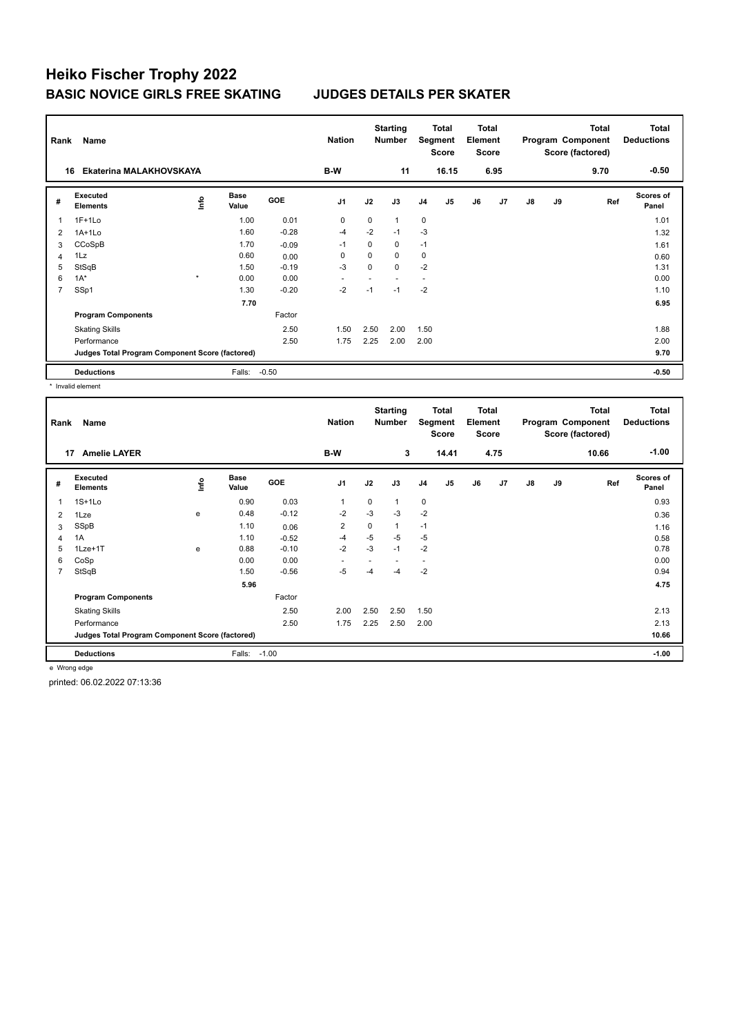# Heiko Fischer Trophy 2022

## BASIC NOVICE GIRLS FREE SKATING JUDGES DETAILS PER SKATER

| Rank | Name | Nation | Starting Number | Total Segment Score | Total Element Score | Total Program Component Score (factored) | Total Deductions |
|---|---|---|---|---|---|---|---|
| 16 | Ekaterina MALAKHOVSKAYA | B-W | 11 | 16.15 | 6.95 | 9.70 | -0.50 |

| # | Executed Elements | Info | Base Value | GOE | J1 | J2 | J3 | J4 | J5 | J6 | J7 | J8 | J9 | Ref | Scores of Panel |
|---|---|---|---|---|---|---|---|---|---|---|---|---|---|---|---|
| 1 | 1F+1Lo | | 1.00 | 0.01 | 0 | 0 | 1 | 0 | | | | | | | 1.01 |
| 2 | 1A+1Lo | | 1.60 | -0.28 | -4 | -2 | -1 | -3 | | | | | | | 1.32 |
| 3 | CCoSpB | | 1.70 | -0.09 | -1 | 0 | 0 | -1 | | | | | | | 1.61 |
| 4 | 1Lz | | 0.60 | 0.00 | 0 | 0 | 0 | 0 | | | | | | | 0.60 |
| 5 | StSqB | | 1.50 | -0.19 | -3 | 0 | 0 | -2 | | | | | | | 1.31 |
| 6 | 1A* | * | 0.00 | 0.00 | - | - | - | - | | | | | | | 0.00 |
| 7 | SSp1 | | 1.30 | -0.20 | -2 | -1 | -1 | -2 | | | | | | | 1.10 |
| | | | 7.70 | | | | | | | | | | | | 6.95 |
| | **Program Components** | | | Factor | | | | | | | | | | | |
| | Skating Skills | | | 2.50 | 1.50 | 2.50 | 2.00 | 1.50 | | | | | | | 1.88 |
| | Performance | | | 2.50 | 1.75 | 2.25 | 2.00 | 2.00 | | | | | | | 2.00 |
| | **Judges Total Program Component Score (factored)** | | | | | | | | | | | | | | 9.70 |
| | **Deductions** | | Falls: | -0.50 | | | | | | | | | | | -0.50 |

\* Invalid element

| Rank | Name | Nation | Starting Number | Total Segment Score | Total Element Score | Total Program Component Score (factored) | Total Deductions |
|---|---|---|---|---|---|---|---|
| 17 | Amelie LAYER | B-W | 3 | 14.41 | 4.75 | 10.66 | -1.00 |

| # | Executed Elements | Info | Base Value | GOE | J1 | J2 | J3 | J4 | J5 | J6 | J7 | J8 | J9 | Ref | Scores of Panel |
|---|---|---|---|---|---|---|---|---|---|---|---|---|---|---|---|
| 1 | 1S+1Lo | | 0.90 | 0.03 | 1 | 0 | 1 | 0 | | | | | | | 0.93 |
| 2 | 1Lze | e | 0.48 | -0.12 | -2 | -3 | -3 | -2 | | | | | | | 0.36 |
| 3 | SSpB | | 1.10 | 0.06 | 2 | 0 | 1 | -1 | | | | | | | 1.16 |
| 4 | 1A | | 1.10 | -0.52 | -4 | -5 | -5 | -5 | | | | | | | 0.58 |
| 5 | 1Lze+1T | e | 0.88 | -0.10 | -2 | -3 | -1 | -2 | | | | | | | 0.78 |
| 6 | CoSp | | 0.00 | 0.00 | - | - | - | - | | | | | | | 0.00 |
| 7 | StSqB | | 1.50 | -0.56 | -5 | -4 | -4 | -2 | | | | | | | 0.94 |
| | | | 5.96 | | | | | | | | | | | | 4.75 |
| | **Program Components** | | | Factor | | | | | | | | | | | |
| | Skating Skills | | | 2.50 | 2.00 | 2.50 | 2.50 | 1.50 | | | | | | | 2.13 |
| | Performance | | | 2.50 | 1.75 | 2.25 | 2.50 | 2.00 | | | | | | | 2.13 |
| | **Judges Total Program Component Score (factored)** | | | | | | | | | | | | | | 10.66 |
| | **Deductions** | | Falls: | -1.00 | | | | | | | | | | | -1.00 |

e Wrong edge

printed: 06.02.2022 07:13:36